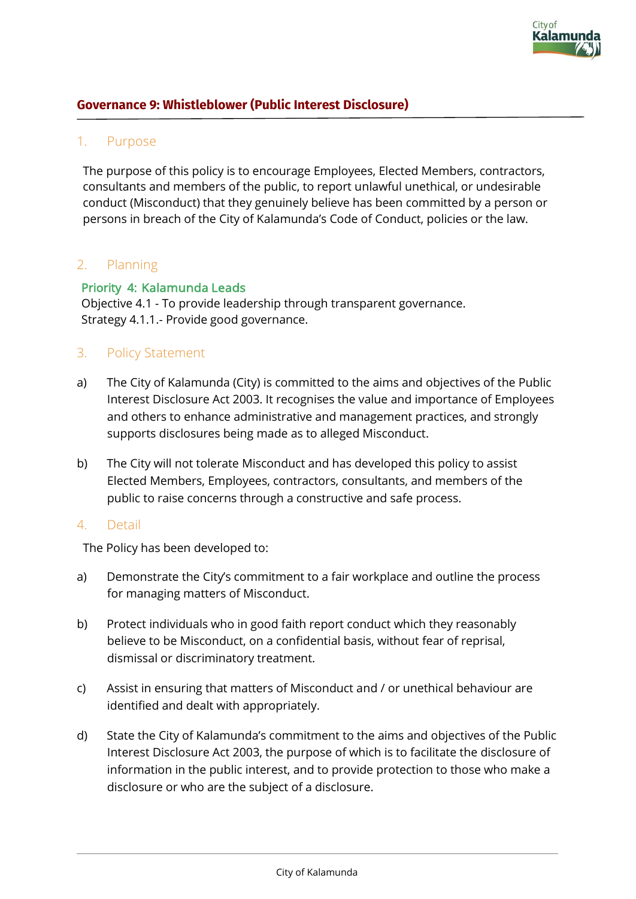# Governance 9: Whistleblower (Public Interest Disclosure)

## 1. Purpose

The purpose of this policy is to encourage Employees, Elected Members, contractors, consultants and members of the public, to report unlawful unethical, or undesirable conduct (Misconduct) that they genuinely believe has been committed by a person or persons in breach of the City of Kalamunda's Code of Conduct, policies or the law.

## 2. Planning

### Priority 4: Kalamunda Leads

Objective 4.1 - To provide leadership through transparent governance.
Strategy 4.1.1.- Provide good governance.

## 3. Policy Statement

a) The City of Kalamunda (City) is committed to the aims and objectives of the Public Interest Disclosure Act 2003. It recognises the value and importance of Employees and others to enhance administrative and management practices, and strongly supports disclosures being made as to alleged Misconduct.

b) The City will not tolerate Misconduct and has developed this policy to assist Elected Members, Employees, contractors, consultants, and members of the public to raise concerns through a constructive and safe process.

## 4. Detail

The Policy has been developed to:

a) Demonstrate the City's commitment to a fair workplace and outline the process for managing matters of Misconduct.

b) Protect individuals who in good faith report conduct which they reasonably believe to be Misconduct, on a confidential basis, without fear of reprisal, dismissal or discriminatory treatment.

c) Assist in ensuring that matters of Misconduct and / or unethical behaviour are identified and dealt with appropriately.

d) State the City of Kalamunda's commitment to the aims and objectives of the Public Interest Disclosure Act 2003, the purpose of which is to facilitate the disclosure of information in the public interest, and to provide protection to those who make a disclosure or who are the subject of a disclosure.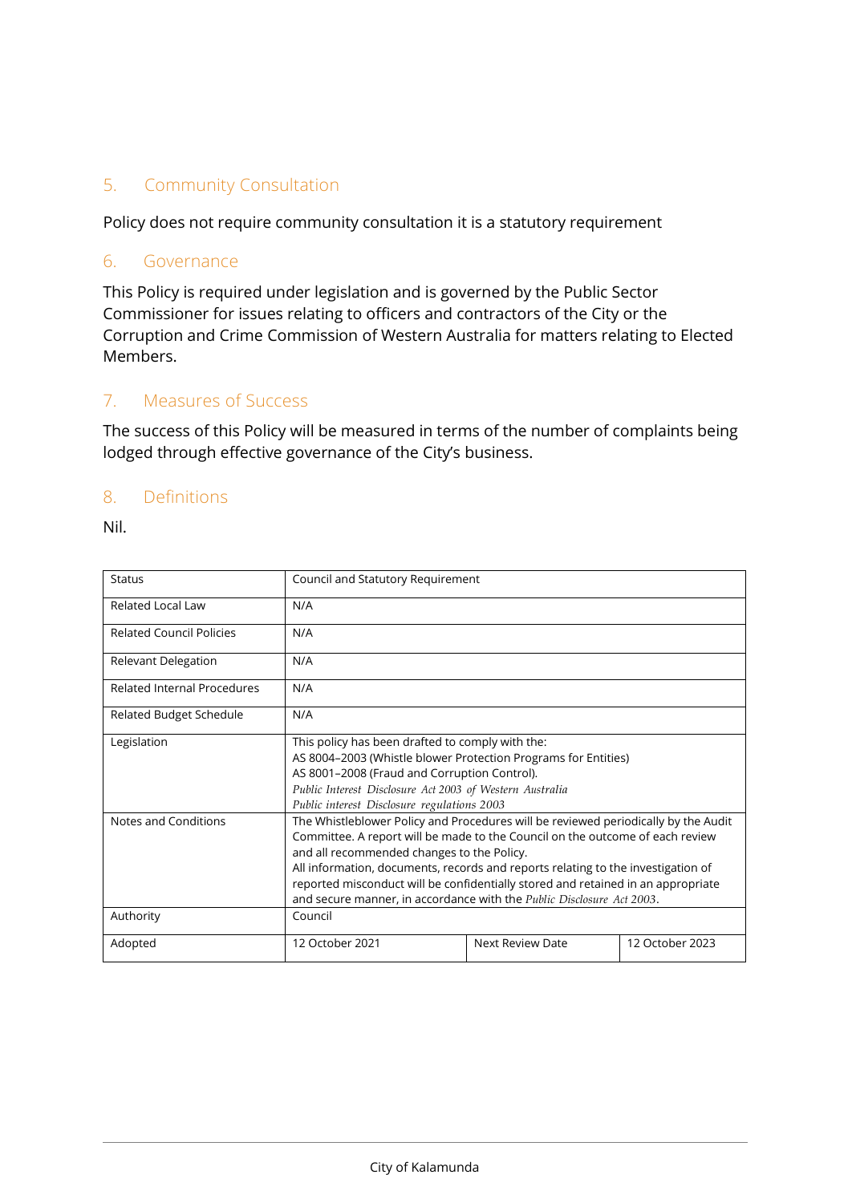## 5. Community Consultation

Policy does not require community consultation it is a statutory requirement

## 6. Governance

This Policy is required under legislation and is governed by the Public Sector Commissioner for issues relating to officers and contractors of the City or the Corruption and Crime Commission of Western Australia for matters relating to Elected Members.

## 7. Measures of Success

The success of this Policy will be measured in terms of the number of complaints being lodged through effective governance of the City's business.

## 8. Definitions

Nil.

| | | | |
|---|---|---|---|
| Status | Council and Statutory Requirement | | |
| Related Local Law | N/A | | |
| Related Council Policies | N/A | | |
| Relevant Delegation | N/A | | |
| Related Internal Procedures | N/A | | |
| Related Budget Schedule | N/A | | |
| Legislation | This policy has been drafted to comply with the:<br>AS 8004–2003 (Whistle blower Protection Programs for Entities)<br>AS 8001–2008 (Fraud and Corruption Control).<br>*Public Interest Disclosure Act 2003 of Western Australia*<br>*Public interest Disclosure regulations 2003* | | |
| Notes and Conditions | The Whistleblower Policy and Procedures will be reviewed periodically by the Audit Committee. A report will be made to the Council on the outcome of each review and all recommended changes to the Policy.<br>All information, documents, records and reports relating to the investigation of reported misconduct will be confidentially stored and retained in an appropriate and secure manner, in accordance with the *Public Disclosure Act 2003*. | | |
| Authority | Council | | |
| Adopted | 12 October 2021 | Next Review Date | 12 October 2023 |